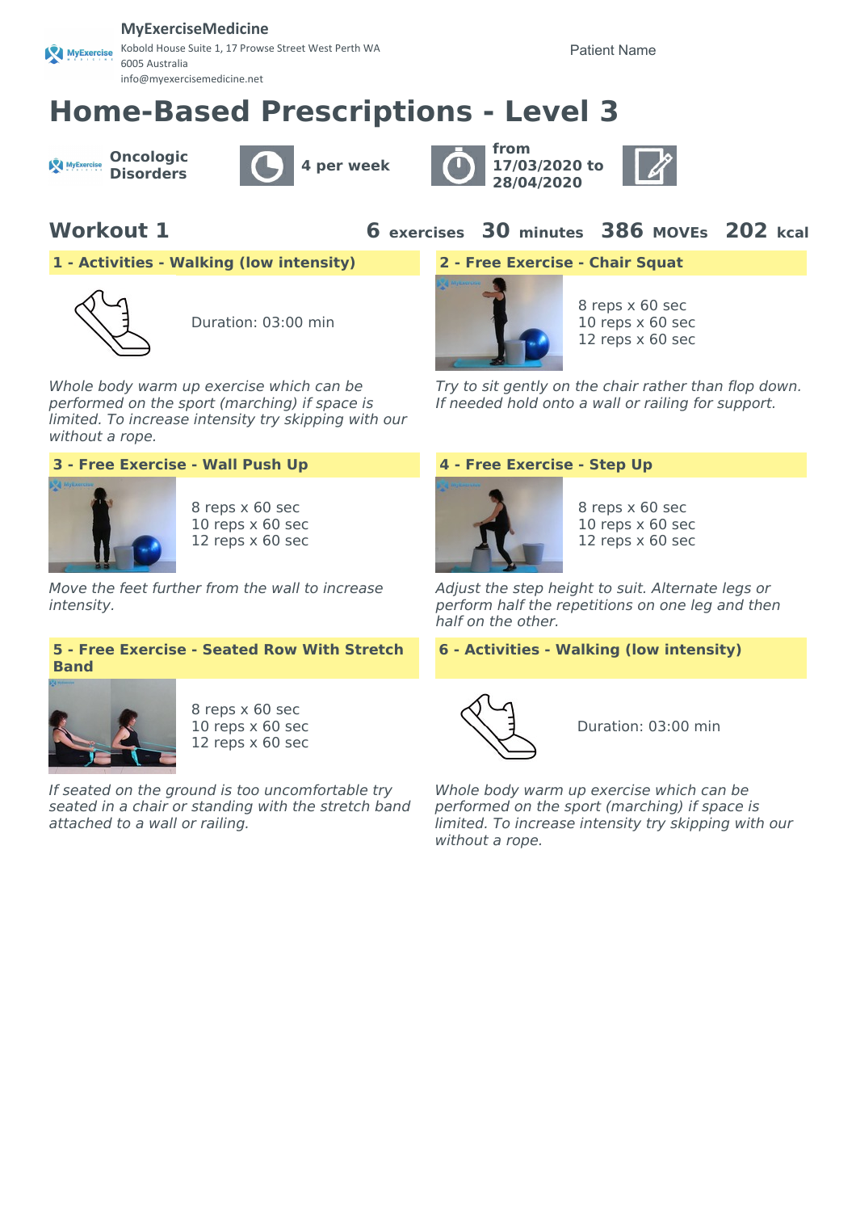**MyExerciseMedicine**
Kobold House Suite 1, 17 Prowse Street West Perth WA 6005 Australia
info@myexercisemedicine.net

Patient Name

# Home-Based Prescriptions - Level 3

**Oncologic Disorders** | **4 per week** | **from 17/03/2020 to 28/04/2020**

## Workout 1

**6** exercises **30** minutes **386** MOVEs **202** kcal

### 1 - Activities - Walking (low intensity)

Duration: 03:00 min

*Whole body warm up exercise which can be performed on the sport (marching) if space is limited. To increase intensity try skipping with our without a rope.*

### 2 - Free Exercise - Chair Squat

8 reps x 60 sec
10 reps x 60 sec
12 reps x 60 sec

*Try to sit gently on the chair rather than flop down. If needed hold onto a wall or railing for support.*

### 3 - Free Exercise - Wall Push Up

8 reps x 60 sec
10 reps x 60 sec
12 reps x 60 sec

*Move the feet further from the wall to increase intensity.*

### 4 - Free Exercise - Step Up

8 reps x 60 sec
10 reps x 60 sec
12 reps x 60 sec

*Adjust the step height to suit. Alternate legs or perform half the repetitions on one leg and then half on the other.*

### 5 - Free Exercise - Seated Row With Stretch Band

8 reps x 60 sec
10 reps x 60 sec
12 reps x 60 sec

*If seated on the ground is too uncomfortable try seated in a chair or standing with the stretch band attached to a wall or railing.*

### 6 - Activities - Walking (low intensity)

Duration: 03:00 min

*Whole body warm up exercise which can be performed on the sport (marching) if space is limited. To increase intensity try skipping with our without a rope.*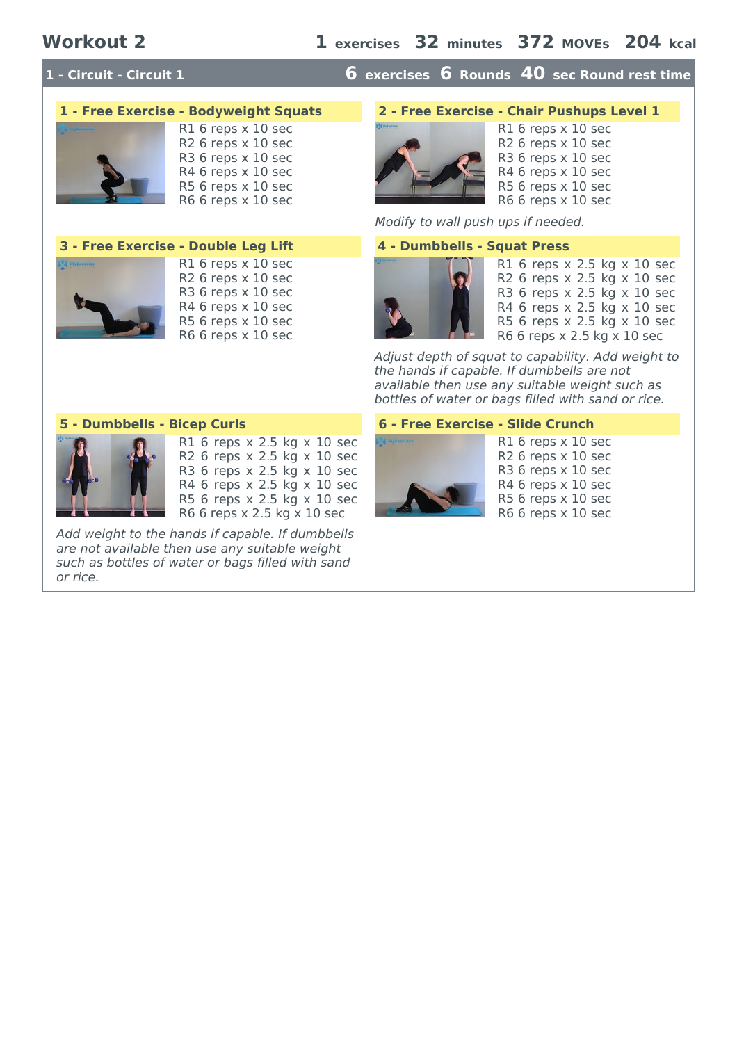# Workout 2

**1** exercises **32** minutes **372** MOVEs **204** kcal

## 1 - Circuit - Circuit 1

**6** exercises **6** Rounds **40** sec Round rest time

### 1 - Free Exercise - Bodyweight Squats

R1 6 reps x 10 sec
R2 6 reps x 10 sec
R3 6 reps x 10 sec
R4 6 reps x 10 sec
R5 6 reps x 10 sec
R6 6 reps x 10 sec

### 2 - Free Exercise - Chair Pushups Level 1

R1 6 reps x 10 sec
R2 6 reps x 10 sec
R3 6 reps x 10 sec
R4 6 reps x 10 sec
R5 6 reps x 10 sec
R6 6 reps x 10 sec

*Modify to wall push ups if needed.*

### 3 - Free Exercise - Double Leg Lift

R1 6 reps x 10 sec
R2 6 reps x 10 sec
R3 6 reps x 10 sec
R4 6 reps x 10 sec
R5 6 reps x 10 sec
R6 6 reps x 10 sec

### 4 - Dumbbells - Squat Press

R1 6 reps x 2.5 kg x 10 sec
R2 6 reps x 2.5 kg x 10 sec
R3 6 reps x 2.5 kg x 10 sec
R4 6 reps x 2.5 kg x 10 sec
R5 6 reps x 2.5 kg x 10 sec
R6 6 reps x 2.5 kg x 10 sec

*Adjust depth of squat to capability. Add weight to the hands if capable. If dumbbells are not available then use any suitable weight such as bottles of water or bags filled with sand or rice.*

### 5 - Dumbbells - Bicep Curls

R1 6 reps x 2.5 kg x 10 sec
R2 6 reps x 2.5 kg x 10 sec
R3 6 reps x 2.5 kg x 10 sec
R4 6 reps x 2.5 kg x 10 sec
R5 6 reps x 2.5 kg x 10 sec
R6 6 reps x 2.5 kg x 10 sec

*Add weight to the hands if capable. If dumbbells are not available then use any suitable weight such as bottles of water or bags filled with sand or rice.*

### 6 - Free Exercise - Slide Crunch

R1 6 reps x 10 sec
R2 6 reps x 10 sec
R3 6 reps x 10 sec
R4 6 reps x 10 sec
R5 6 reps x 10 sec
R6 6 reps x 10 sec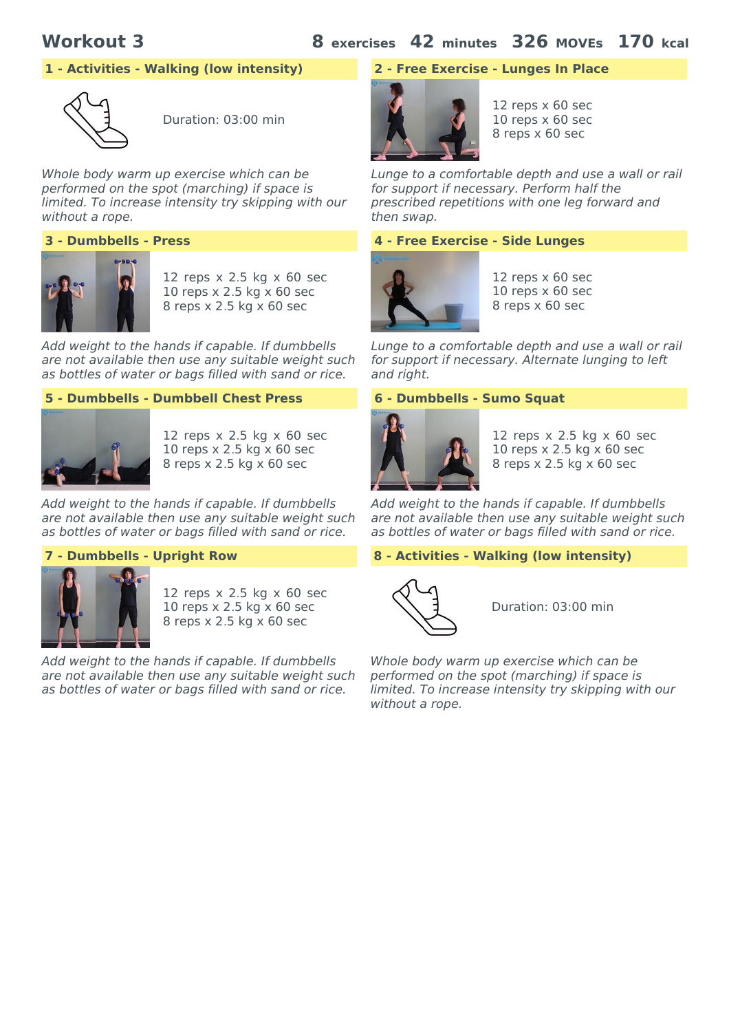# Workout 3

**8** exercises **42** minutes **326** MOVEs **170** kcal

### 1 - Activities - Walking (low intensity)

Duration: 03:00 min

*Whole body warm up exercise which can be performed on the spot (marching) if space is limited. To increase intensity try skipping with our without a rope.*

### 2 - Free Exercise - Lunges In Place

12 reps x 60 sec
10 reps x 60 sec
8 reps x 60 sec

*Lunge to a comfortable depth and use a wall or rail for support if necessary. Perform half the prescribed repetitions with one leg forward and then swap.*

### 3 - Dumbbells - Press

12 reps x 2.5 kg x 60 sec
10 reps x 2.5 kg x 60 sec
8 reps x 2.5 kg x 60 sec

*Add weight to the hands if capable. If dumbbells are not available then use any suitable weight such as bottles of water or bags filled with sand or rice.*

### 4 - Free Exercise - Side Lunges

12 reps x 60 sec
10 reps x 60 sec
8 reps x 60 sec

*Lunge to a comfortable depth and use a wall or rail for support if necessary. Alternate lunging to left and right.*

### 5 - Dumbbells - Dumbbell Chest Press

12 reps x 2.5 kg x 60 sec
10 reps x 2.5 kg x 60 sec
8 reps x 2.5 kg x 60 sec

*Add weight to the hands if capable. If dumbbells are not available then use any suitable weight such as bottles of water or bags filled with sand or rice.*

### 6 - Dumbbells - Sumo Squat

12 reps x 2.5 kg x 60 sec
10 reps x 2.5 kg x 60 sec
8 reps x 2.5 kg x 60 sec

*Add weight to the hands if capable. If dumbbells are not available then use any suitable weight such as bottles of water or bags filled with sand or rice.*

### 7 - Dumbbells - Upright Row

12 reps x 2.5 kg x 60 sec
10 reps x 2.5 kg x 60 sec
8 reps x 2.5 kg x 60 sec

*Add weight to the hands if capable. If dumbbells are not available then use any suitable weight such as bottles of water or bags filled with sand or rice.*

### 8 - Activities - Walking (low intensity)

Duration: 03:00 min

*Whole body warm up exercise which can be performed on the spot (marching) if space is limited. To increase intensity try skipping with our without a rope.*